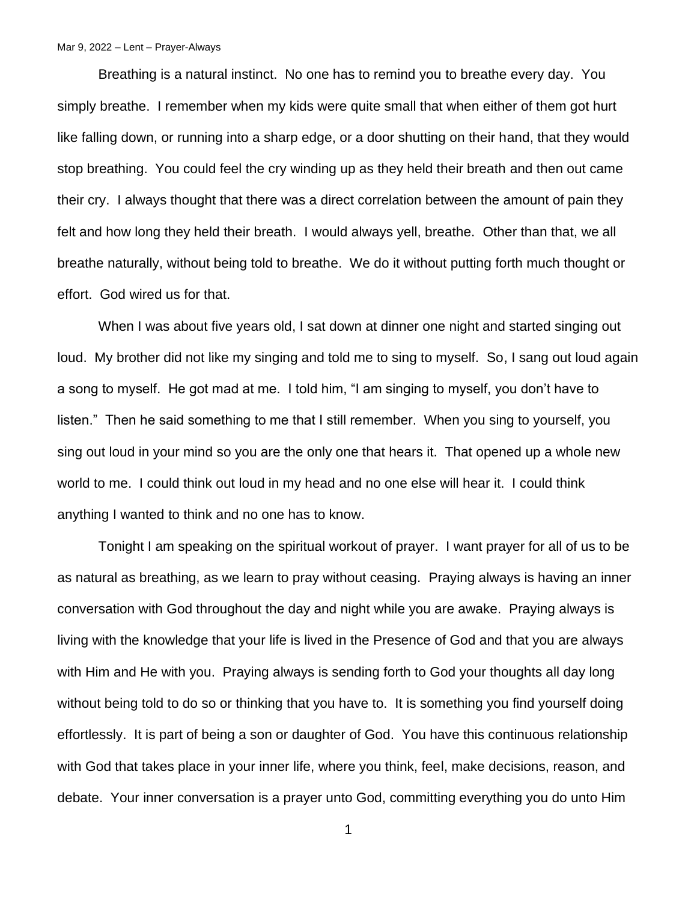Breathing is a natural instinct. No one has to remind you to breathe every day. You simply breathe. I remember when my kids were quite small that when either of them got hurt like falling down, or running into a sharp edge, or a door shutting on their hand, that they would stop breathing. You could feel the cry winding up as they held their breath and then out came their cry. I always thought that there was a direct correlation between the amount of pain they felt and how long they held their breath. I would always yell, breathe. Other than that, we all breathe naturally, without being told to breathe. We do it without putting forth much thought or effort. God wired us for that.

When I was about five years old, I sat down at dinner one night and started singing out loud. My brother did not like my singing and told me to sing to myself. So, I sang out loud again a song to myself. He got mad at me. I told him, "I am singing to myself, you don't have to listen." Then he said something to me that I still remember. When you sing to yourself, you sing out loud in your mind so you are the only one that hears it. That opened up a whole new world to me. I could think out loud in my head and no one else will hear it. I could think anything I wanted to think and no one has to know.

Tonight I am speaking on the spiritual workout of prayer. I want prayer for all of us to be as natural as breathing, as we learn to pray without ceasing. Praying always is having an inner conversation with God throughout the day and night while you are awake. Praying always is living with the knowledge that your life is lived in the Presence of God and that you are always with Him and He with you. Praying always is sending forth to God your thoughts all day long without being told to do so or thinking that you have to. It is something you find yourself doing effortlessly. It is part of being a son or daughter of God. You have this continuous relationship with God that takes place in your inner life, where you think, feel, make decisions, reason, and debate. Your inner conversation is a prayer unto God, committing everything you do unto Him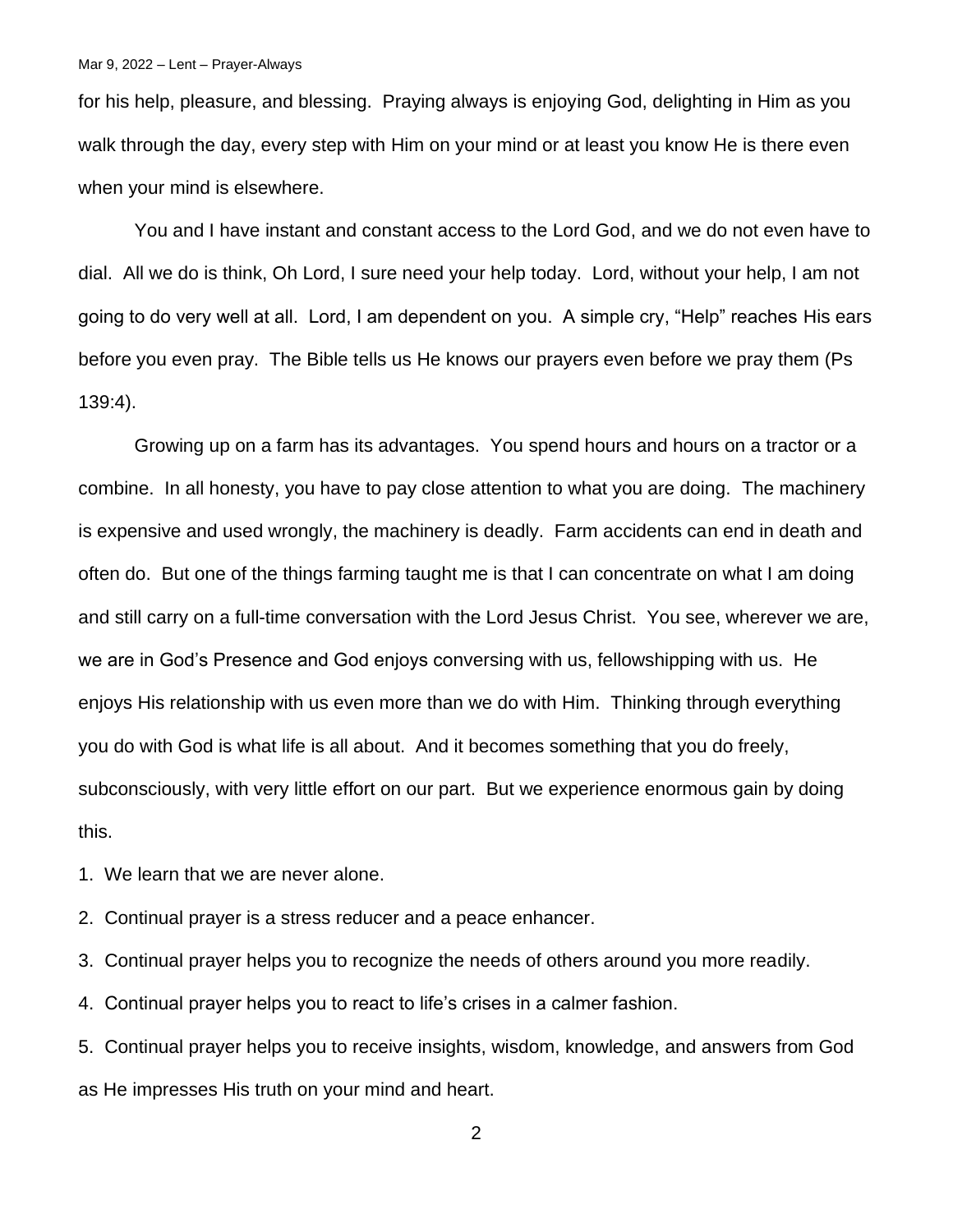for his help, pleasure, and blessing. Praying always is enjoying God, delighting in Him as you walk through the day, every step with Him on your mind or at least you know He is there even when your mind is elsewhere.

You and I have instant and constant access to the Lord God, and we do not even have to dial. All we do is think, Oh Lord, I sure need your help today. Lord, without your help, I am not going to do very well at all. Lord, I am dependent on you. A simple cry, "Help" reaches His ears before you even pray. The Bible tells us He knows our prayers even before we pray them (Ps 139:4).

Growing up on a farm has its advantages. You spend hours and hours on a tractor or a combine. In all honesty, you have to pay close attention to what you are doing. The machinery is expensive and used wrongly, the machinery is deadly. Farm accidents can end in death and often do. But one of the things farming taught me is that I can concentrate on what I am doing and still carry on a full-time conversation with the Lord Jesus Christ. You see, wherever we are, we are in God's Presence and God enjoys conversing with us, fellowshipping with us. He enjoys His relationship with us even more than we do with Him. Thinking through everything you do with God is what life is all about. And it becomes something that you do freely, subconsciously, with very little effort on our part. But we experience enormous gain by doing this.

1. We learn that we are never alone.
2. Continual prayer is a stress reducer and a peace enhancer.
3. Continual prayer helps you to recognize the needs of others around you more readily.
4. Continual prayer helps you to react to life's crises in a calmer fashion.
5. Continual prayer helps you to receive insights, wisdom, knowledge, and answers from God as He impresses His truth on your mind and heart.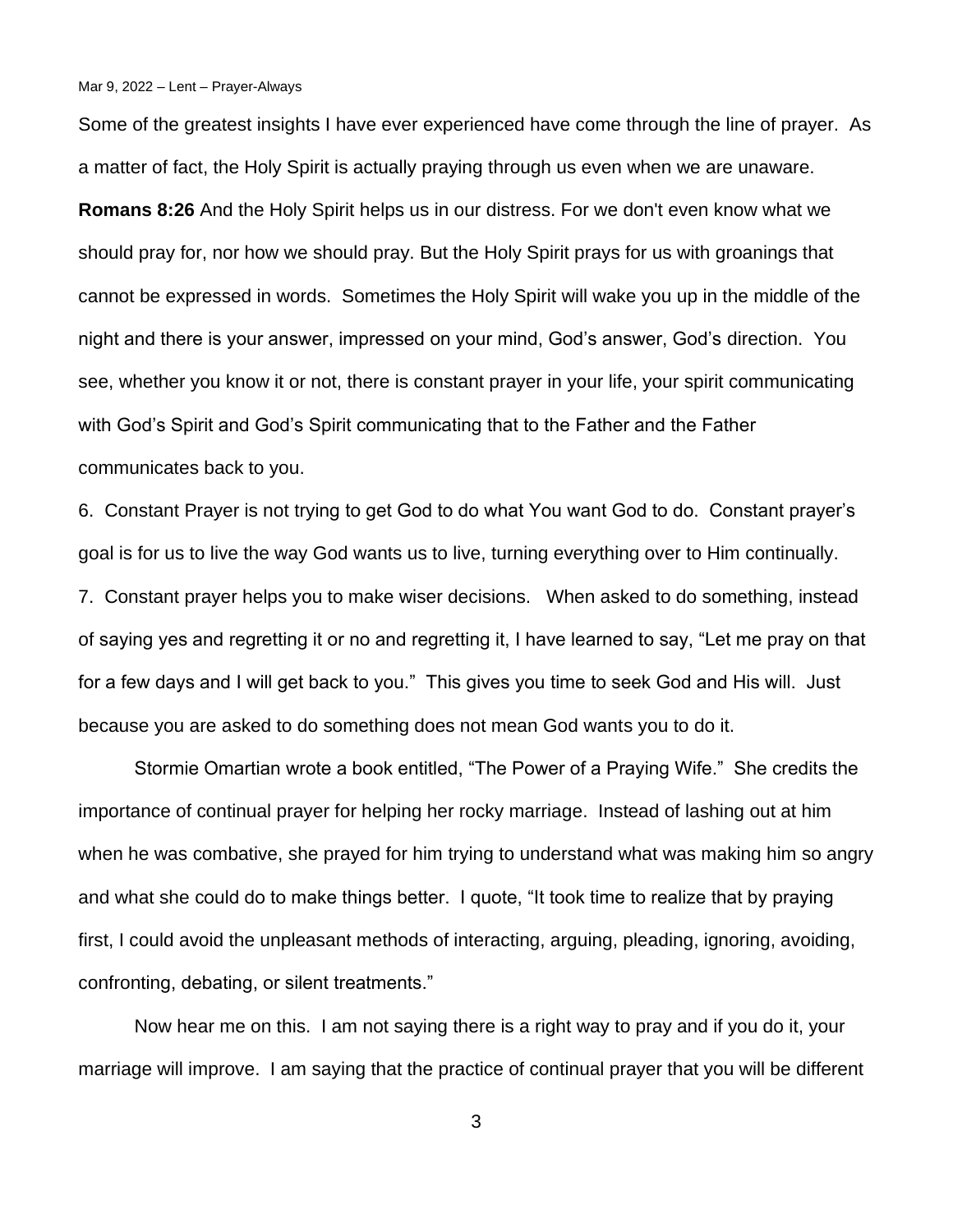Some of the greatest insights I have ever experienced have come through the line of prayer. As a matter of fact, the Holy Spirit is actually praying through us even when we are unaware. **Romans 8:26** And the Holy Spirit helps us in our distress. For we don't even know what we should pray for, nor how we should pray. But the Holy Spirit prays for us with groanings that cannot be expressed in words. Sometimes the Holy Spirit will wake you up in the middle of the night and there is your answer, impressed on your mind, God's answer, God's direction. You see, whether you know it or not, there is constant prayer in your life, your spirit communicating with God's Spirit and God's Spirit communicating that to the Father and the Father communicates back to you.

6. Constant Prayer is not trying to get God to do what You want God to do. Constant prayer's goal is for us to live the way God wants us to live, turning everything over to Him continually.

7. Constant prayer helps you to make wiser decisions. When asked to do something, instead of saying yes and regretting it or no and regretting it, I have learned to say, "Let me pray on that for a few days and I will get back to you." This gives you time to seek God and His will. Just because you are asked to do something does not mean God wants you to do it.

Stormie Omartian wrote a book entitled, "The Power of a Praying Wife." She credits the importance of continual prayer for helping her rocky marriage. Instead of lashing out at him when he was combative, she prayed for him trying to understand what was making him so angry and what she could do to make things better. I quote, "It took time to realize that by praying first, I could avoid the unpleasant methods of interacting, arguing, pleading, ignoring, avoiding, confronting, debating, or silent treatments."

Now hear me on this. I am not saying there is a right way to pray and if you do it, your marriage will improve. I am saying that the practice of continual prayer that you will be different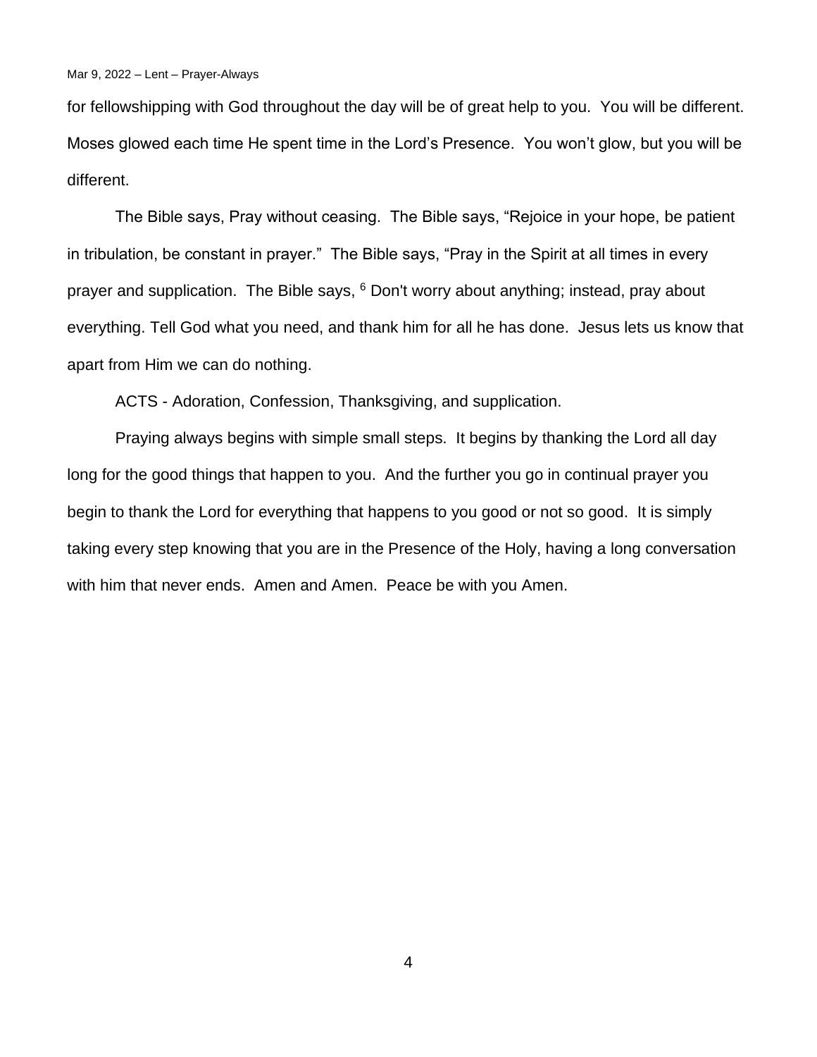for fellowshipping with God throughout the day will be of great help to you. You will be different. Moses glowed each time He spent time in the Lord's Presence. You won't glow, but you will be different.

The Bible says, Pray without ceasing. The Bible says, "Rejoice in your hope, be patient in tribulation, be constant in prayer." The Bible says, "Pray in the Spirit at all times in every prayer and supplication. The Bible says, [6] Don't worry about anything; instead, pray about everything. Tell God what you need, and thank him for all he has done. Jesus lets us know that apart from Him we can do nothing.

ACTS - Adoration, Confession, Thanksgiving, and supplication.

Praying always begins with simple small steps. It begins by thanking the Lord all day long for the good things that happen to you. And the further you go in continual prayer you begin to thank the Lord for everything that happens to you good or not so good. It is simply taking every step knowing that you are in the Presence of the Holy, having a long conversation with him that never ends. Amen and Amen. Peace be with you Amen.